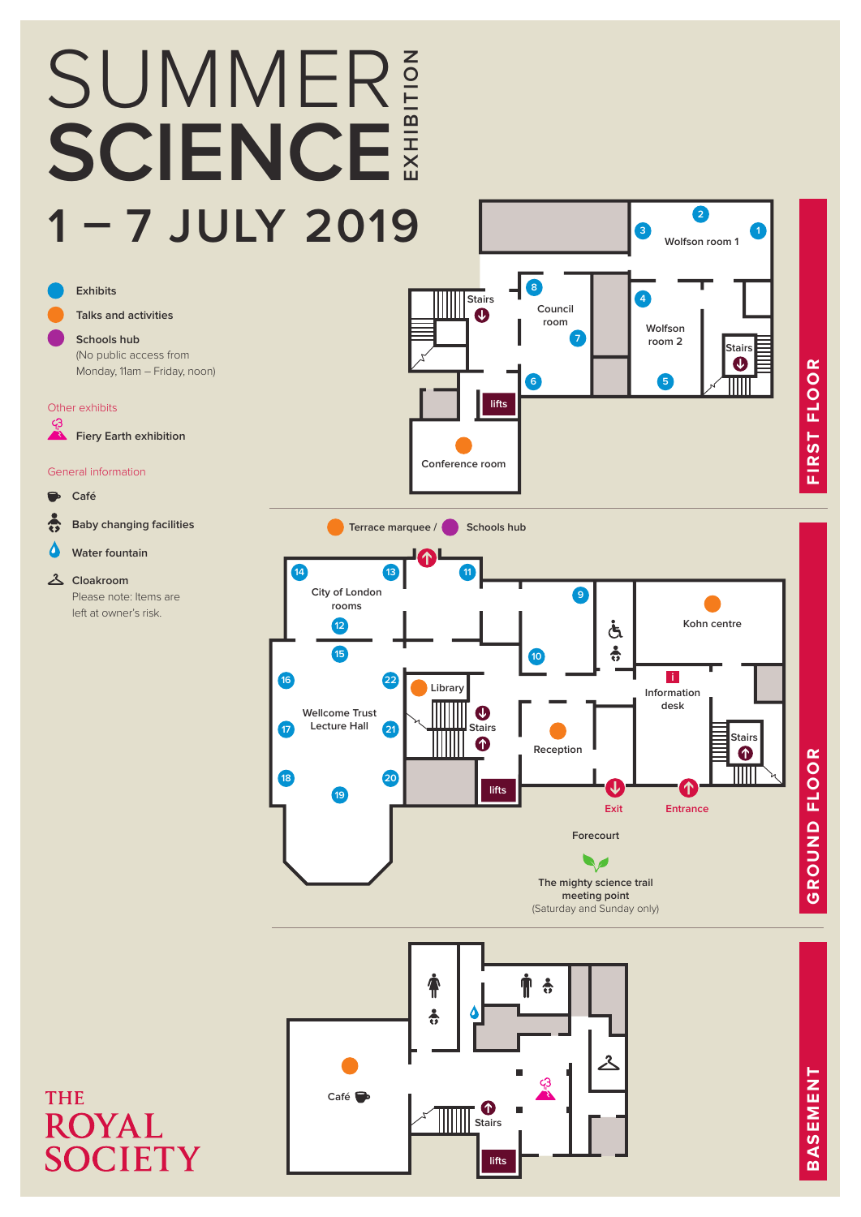# SUMMER SCIENCE EXHIBITION

## 1 – 7 JULY 2019

- Exhibits
- Talks and activities
- Schools hub
  (No public access from Monday, 11am – Friday, noon)

Other exhibits

- Fiery Earth exhibition

General information

- Café
- Baby changing facilities
- Water fountain
- Cloakroom
  Please note: Items are left at owner's risk.

## FIRST FLOOR

Wolfson room 1 (1, 2, 3)

Wolfson room 2 (4, 5)

Council room (6, 7, 8)

Stairs

Stairs

lifts

Conference room

## GROUND FLOOR

Terrace marquee / Schools hub

City of London rooms (11, 12, 13, 14)

9

10

Kohn centre

Wellcome Trust Lecture Hall (15, 16, 17, 18, 19, 20, 21, 22)

Library

Stairs

lifts

Reception

Information desk

Stairs

Exit

Entrance

Forecourt

The mighty science trail meeting point
(Saturday and Sunday only)

## BASEMENT

Café

Stairs

lifts

THE ROYAL SOCIETY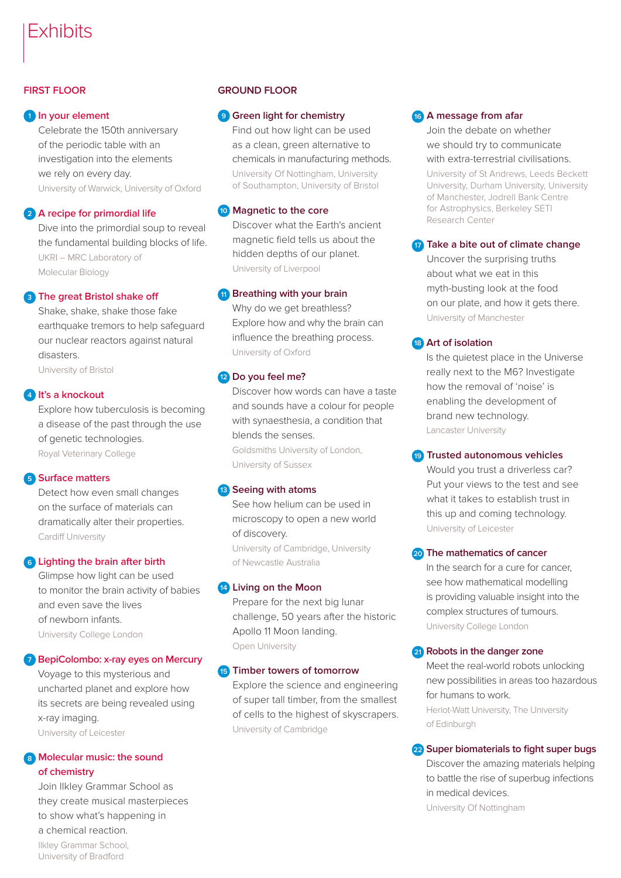# Exhibits

## FIRST FLOOR

### 1 In your element

Celebrate the 150th anniversary of the periodic table with an investigation into the elements we rely on every day.

University of Warwick, University of Oxford

### 2 A recipe for primordial life

Dive into the primordial soup to reveal the fundamental building blocks of life.

UKRI – MRC Laboratory of Molecular Biology

### 3 The great Bristol shake off

Shake, shake, shake those fake earthquake tremors to help safeguard our nuclear reactors against natural disasters.

University of Bristol

### 4 It's a knockout

Explore how tuberculosis is becoming a disease of the past through the use of genetic technologies.

Royal Veterinary College

### 5 Surface matters

Detect how even small changes on the surface of materials can dramatically alter their properties.

Cardiff University

### 6 Lighting the brain after birth

Glimpse how light can be used to monitor the brain activity of babies and even save the lives of newborn infants.

University College London

### 7 BepiColombo: x-ray eyes on Mercury

Voyage to this mysterious and uncharted planet and explore how its secrets are being revealed using x-ray imaging.

University of Leicester

### 8 Molecular music: the sound of chemistry

Join Ilkley Grammar School as they create musical masterpieces to show what's happening in a chemical reaction.

Ilkley Grammar School, University of Bradford

## GROUND FLOOR

### 9 Green light for chemistry

Find out how light can be used as a clean, green alternative to chemicals in manufacturing methods.

University Of Nottingham, University of Southampton, University of Bristol

### 10 Magnetic to the core

Discover what the Earth's ancient magnetic field tells us about the hidden depths of our planet.

University of Liverpool

### 11 Breathing with your brain

Why do we get breathless? Explore how and why the brain can influence the breathing process.

University of Oxford

### 12 Do you feel me?

Discover how words can have a taste and sounds have a colour for people with synaesthesia, a condition that blends the senses.

Goldsmiths University of London, University of Sussex

### 13 Seeing with atoms

See how helium can be used in microscopy to open a new world of discovery.

University of Cambridge, University of Newcastle Australia

### 14 Living on the Moon

Prepare for the next big lunar challenge, 50 years after the historic Apollo 11 Moon landing.

Open University

### 15 Timber towers of tomorrow

Explore the science and engineering of super tall timber, from the smallest of cells to the highest of skyscrapers.

University of Cambridge

### 16 A message from afar

Join the debate on whether we should try to communicate with extra-terrestrial civilisations.

University of St Andrews, Leeds Beckett University, Durham University, University of Manchester, Jodrell Bank Centre for Astrophysics, Berkeley SETI Research Center

### 17 Take a bite out of climate change

Uncover the surprising truths about what we eat in this myth-busting look at the food on our plate, and how it gets there.

University of Manchester

### 18 Art of isolation

Is the quietest place in the Universe really next to the M6? Investigate how the removal of 'noise' is enabling the development of brand new technology.

Lancaster University

### 19 Trusted autonomous vehicles

Would you trust a driverless car? Put your views to the test and see what it takes to establish trust in this up and coming technology.

University of Leicester

### 20 The mathematics of cancer

In the search for a cure for cancer, see how mathematical modelling is providing valuable insight into the complex structures of tumours.

University College London

### 21 Robots in the danger zone

Meet the real-world robots unlocking new possibilities in areas too hazardous for humans to work.

Heriot-Watt University, The University of Edinburgh

### 22 Super biomaterials to fight super bugs

Discover the amazing materials helping to battle the rise of superbug infections in medical devices.

University Of Nottingham